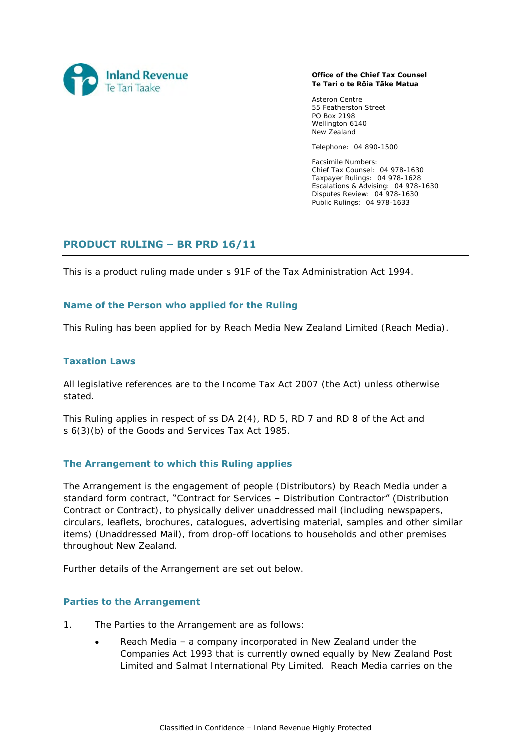Inland Revenue
Te Tari Taake

**Office of the Chief Tax Counsel**
**Te Tari o te Rōia Tāke Matua**

Asteron Centre
55 Featherston Street
PO Box 2198
Wellington 6140
New Zealand

Telephone: 04 890-1500

Facsimile Numbers:
Chief Tax Counsel: 04 978-1630
Taxpayer Rulings: 04 978-1628
Escalations & Advising: 04 978-1630
Disputes Review: 04 978-1630
Public Rulings: 04 978-1633

# PRODUCT RULING – BR PRD 16/11

This is a product ruling made under s 91F of the Tax Administration Act 1994.

## Name of the Person who applied for the Ruling

This Ruling has been applied for by Reach Media New Zealand Limited (Reach Media).

## Taxation Laws

All legislative references are to the Income Tax Act 2007 (the Act) unless otherwise stated.

This Ruling applies in respect of ss DA 2(4), RD 5, RD 7 and RD 8 of the Act and s 6(3)(b) of the Goods and Services Tax Act 1985.

## The Arrangement to which this Ruling applies

The Arrangement is the engagement of people (Distributors) by Reach Media under a standard form contract, "Contract for Services – Distribution Contractor" (Distribution Contract or Contract), to physically deliver unaddressed mail (including newspapers, circulars, leaflets, brochures, catalogues, advertising material, samples and other similar items) (Unaddressed Mail), from drop-off locations to households and other premises throughout New Zealand.

Further details of the Arrangement are set out below.

## Parties to the Arrangement

1. The Parties to the Arrangement are as follows:
   - Reach Media – a company incorporated in New Zealand under the Companies Act 1993 that is currently owned equally by New Zealand Post Limited and Salmat International Pty Limited. Reach Media carries on the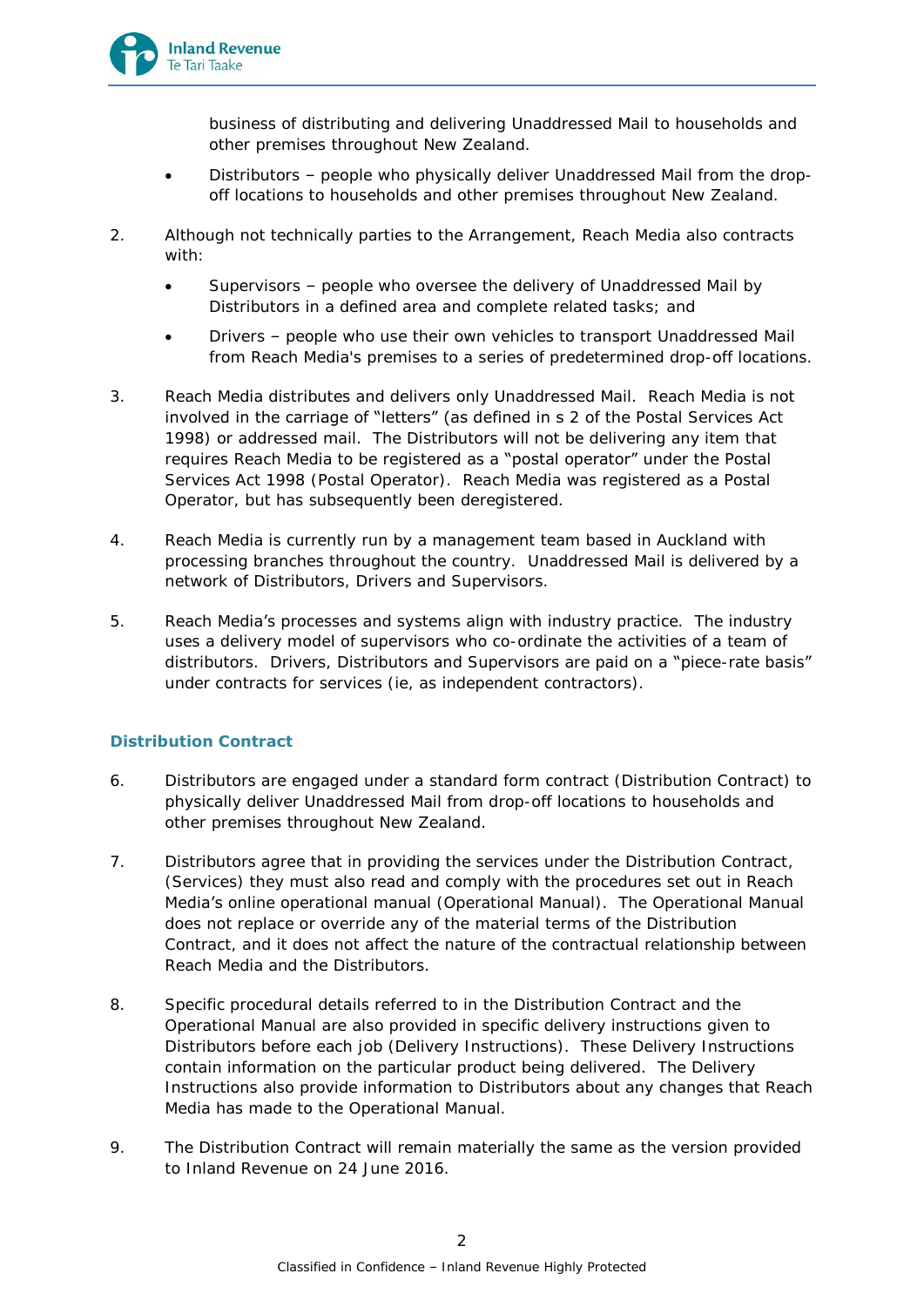business of distributing and delivering Unaddressed Mail to households and other premises throughout New Zealand.

- Distributors – people who physically deliver Unaddressed Mail from the drop-off locations to households and other premises throughout New Zealand.

2. Although not technically parties to the Arrangement, Reach Media also contracts with:

   - Supervisors – people who oversee the delivery of Unaddressed Mail by Distributors in a defined area and complete related tasks; and
   - Drivers – people who use their own vehicles to transport Unaddressed Mail from Reach Media's premises to a series of predetermined drop-off locations.

3. Reach Media distributes and delivers only Unaddressed Mail. Reach Media is not involved in the carriage of "letters" (as defined in s 2 of the Postal Services Act 1998) or addressed mail. The Distributors will not be delivering any item that requires Reach Media to be registered as a "postal operator" under the Postal Services Act 1998 (Postal Operator). Reach Media was registered as a Postal Operator, but has subsequently been deregistered.

4. Reach Media is currently run by a management team based in Auckland with processing branches throughout the country. Unaddressed Mail is delivered by a network of Distributors, Drivers and Supervisors.

5. Reach Media's processes and systems align with industry practice. The industry uses a delivery model of supervisors who co-ordinate the activities of a team of distributors. Drivers, Distributors and Supervisors are paid on a "piece-rate basis" under contracts for services (ie, as independent contractors).

## Distribution Contract

6. Distributors are engaged under a standard form contract (Distribution Contract) to physically deliver Unaddressed Mail from drop-off locations to households and other premises throughout New Zealand.

7. Distributors agree that in providing the services under the Distribution Contract, (Services) they must also read and comply with the procedures set out in Reach Media's online operational manual (Operational Manual). The Operational Manual does not replace or override any of the material terms of the Distribution Contract, and it does not affect the nature of the contractual relationship between Reach Media and the Distributors.

8. Specific procedural details referred to in the Distribution Contract and the Operational Manual are also provided in specific delivery instructions given to Distributors before each job (Delivery Instructions). These Delivery Instructions contain information on the particular product being delivered. The Delivery Instructions also provide information to Distributors about any changes that Reach Media has made to the Operational Manual.

9. The Distribution Contract will remain materially the same as the version provided to Inland Revenue on 24 June 2016.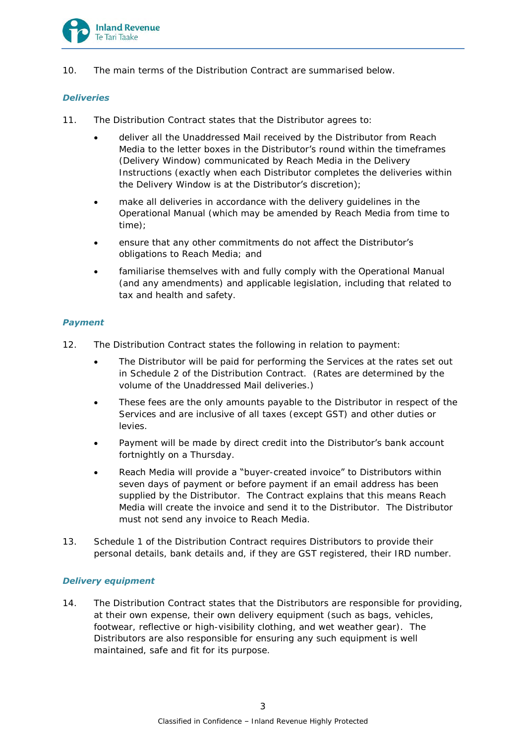10. The main terms of the Distribution Contract are summarised below.

### *Deliveries*

11. The Distribution Contract states that the Distributor agrees to:

- deliver all the Unaddressed Mail received by the Distributor from Reach Media to the letter boxes in the Distributor's round within the timeframes (Delivery Window) communicated by Reach Media in the Delivery Instructions (exactly when each Distributor completes the deliveries within the Delivery Window is at the Distributor's discretion);
- make all deliveries in accordance with the delivery guidelines in the Operational Manual (which may be amended by Reach Media from time to time);
- ensure that any other commitments do not affect the Distributor's obligations to Reach Media; and
- familiarise themselves with and fully comply with the Operational Manual (and any amendments) and applicable legislation, including that related to tax and health and safety.

### *Payment*

12. The Distribution Contract states the following in relation to payment:

- The Distributor will be paid for performing the Services at the rates set out in Schedule 2 of the Distribution Contract. (Rates are determined by the volume of the Unaddressed Mail deliveries.)
- These fees are the only amounts payable to the Distributor in respect of the Services and are inclusive of all taxes (except GST) and other duties or levies.
- Payment will be made by direct credit into the Distributor's bank account fortnightly on a Thursday.
- Reach Media will provide a "buyer-created invoice" to Distributors within seven days of payment or before payment if an email address has been supplied by the Distributor. The Contract explains that this means Reach Media will create the invoice and send it to the Distributor. The Distributor must not send any invoice to Reach Media.

13. Schedule 1 of the Distribution Contract requires Distributors to provide their personal details, bank details and, if they are GST registered, their IRD number.

### *Delivery equipment*

14. The Distribution Contract states that the Distributors are responsible for providing, at their own expense, their own delivery equipment (such as bags, vehicles, footwear, reflective or high-visibility clothing, and wet weather gear). The Distributors are also responsible for ensuring any such equipment is well maintained, safe and fit for its purpose.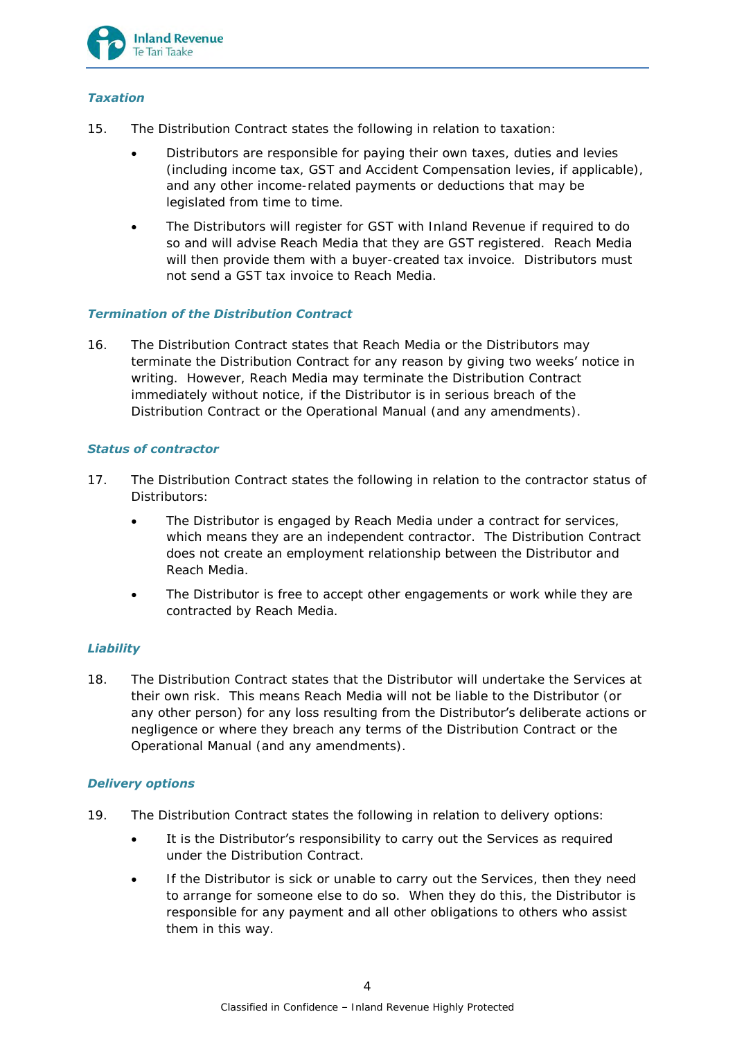### *Taxation*

15. The Distribution Contract states the following in relation to taxation:

    - Distributors are responsible for paying their own taxes, duties and levies (including income tax, GST and Accident Compensation levies, if applicable), and any other income-related payments or deductions that may be legislated from time to time.
    - The Distributors will register for GST with Inland Revenue if required to do so and will advise Reach Media that they are GST registered. Reach Media will then provide them with a buyer-created tax invoice. Distributors must not send a GST tax invoice to Reach Media.

### *Termination of the Distribution Contract*

16. The Distribution Contract states that Reach Media or the Distributors may terminate the Distribution Contract for any reason by giving two weeks' notice in writing. However, Reach Media may terminate the Distribution Contract immediately without notice, if the Distributor is in serious breach of the Distribution Contract or the Operational Manual (and any amendments).

### *Status of contractor*

17. The Distribution Contract states the following in relation to the contractor status of Distributors:

    - The Distributor is engaged by Reach Media under a contract for services, which means they are an independent contractor. The Distribution Contract does not create an employment relationship between the Distributor and Reach Media.
    - The Distributor is free to accept other engagements or work while they are contracted by Reach Media.

### *Liability*

18. The Distribution Contract states that the Distributor will undertake the Services at their own risk. This means Reach Media will not be liable to the Distributor (or any other person) for any loss resulting from the Distributor's deliberate actions or negligence or where they breach any terms of the Distribution Contract or the Operational Manual (and any amendments).

### *Delivery options*

19. The Distribution Contract states the following in relation to delivery options:

    - It is the Distributor's responsibility to carry out the Services as required under the Distribution Contract.
    - If the Distributor is sick or unable to carry out the Services, then they need to arrange for someone else to do so. When they do this, the Distributor is responsible for any payment and all other obligations to others who assist them in this way.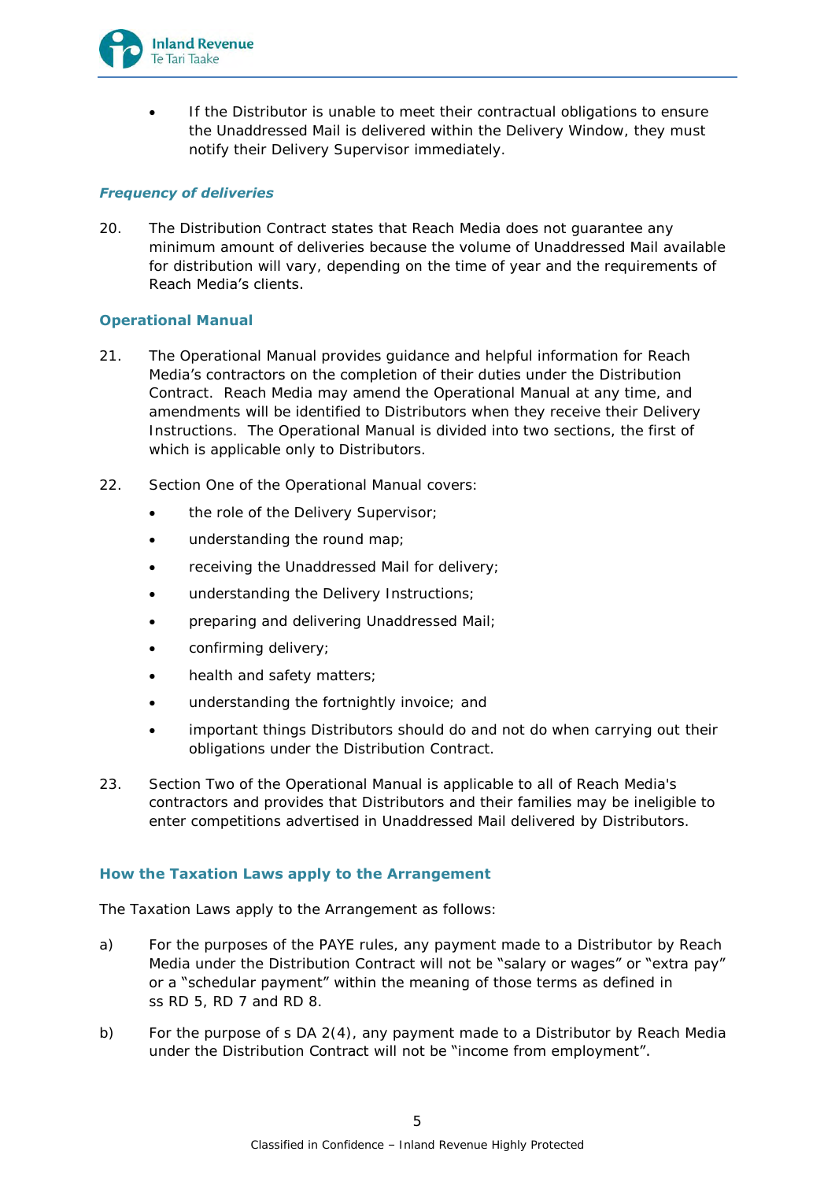- If the Distributor is unable to meet their contractual obligations to ensure the Unaddressed Mail is delivered within the Delivery Window, they must notify their Delivery Supervisor immediately.

### *Frequency of deliveries*

20. The Distribution Contract states that Reach Media does not guarantee any minimum amount of deliveries because the volume of Unaddressed Mail available for distribution will vary, depending on the time of year and the requirements of Reach Media's clients.

### Operational Manual

21. The Operational Manual provides guidance and helpful information for Reach Media's contractors on the completion of their duties under the Distribution Contract. Reach Media may amend the Operational Manual at any time, and amendments will be identified to Distributors when they receive their Delivery Instructions. The Operational Manual is divided into two sections, the first of which is applicable only to Distributors.

22. Section One of the Operational Manual covers:
    - the role of the Delivery Supervisor;
    - understanding the round map;
    - receiving the Unaddressed Mail for delivery;
    - understanding the Delivery Instructions;
    - preparing and delivering Unaddressed Mail;
    - confirming delivery;
    - health and safety matters;
    - understanding the fortnightly invoice; and
    - important things Distributors should do and not do when carrying out their obligations under the Distribution Contract.

23. Section Two of the Operational Manual is applicable to all of Reach Media's contractors and provides that Distributors and their families may be ineligible to enter competitions advertised in Unaddressed Mail delivered by Distributors.

## How the Taxation Laws apply to the Arrangement

The Taxation Laws apply to the Arrangement as follows:

a) For the purposes of the PAYE rules, any payment made to a Distributor by Reach Media under the Distribution Contract will not be "salary or wages" or "extra pay" or a "schedular payment" within the meaning of those terms as defined in ss RD 5, RD 7 and RD 8.

b) For the purpose of s DA 2(4), any payment made to a Distributor by Reach Media under the Distribution Contract will not be "income from employment".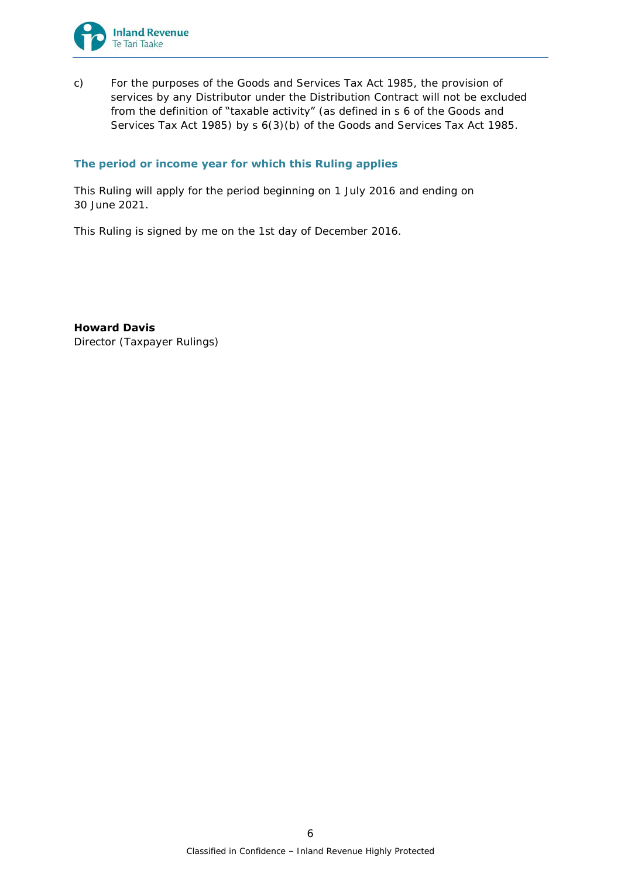c) For the purposes of the Goods and Services Tax Act 1985, the provision of services by any Distributor under the Distribution Contract will not be excluded from the definition of "taxable activity" (as defined in s 6 of the Goods and Services Tax Act 1985) by s 6(3)(b) of the Goods and Services Tax Act 1985.

## The period or income year for which this Ruling applies

This Ruling will apply for the period beginning on 1 July 2016 and ending on 30 June 2021.

This Ruling is signed by me on the 1st day of December 2016.

**Howard Davis**
Director (Taxpayer Rulings)

Classified in Confidence – Inland Revenue Highly Protected